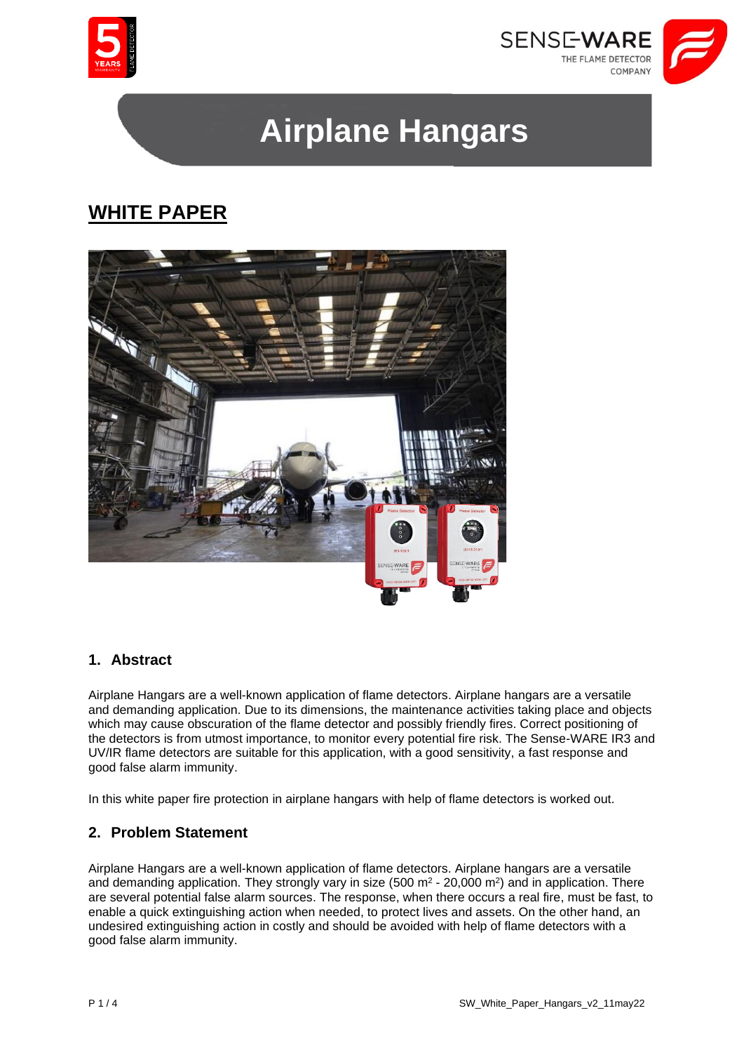# Airplane Hangars

## WHITE PAPER

### 1. Abstract

Airplane Hangars are a well-known application of flame detectors. Airplane hangars are a versatile and demanding application. Due to its dimensions, the maintenance activities taking place and objects which may cause obscuration of the flame detector and possibly friendly fires. Correct positioning of the detectors is from utmost importance, to monitor every potential fire risk. The Sense-WARE IR3 and UV/IR flame detectors are suitable for this application, with a good sensitivity, a fast response and good false alarm immunity.

In this white paper fire protection in airplane hangars with help of flame detectors is worked out.

### 2. Problem Statement

Airplane Hangars are a well-known application of flame detectors. Airplane hangars are a versatile and demanding application. They strongly vary in size (500 m$^2$ - 20,000 m$^2$) and in application. There are several potential false alarm sources. The response, when there occurs a real fire, must be fast, to enable a quick extinguishing action when needed, to protect lives and assets. On the other hand, an undesired extinguishing action in costly and should be avoided with help of flame detectors with a good false alarm immunity.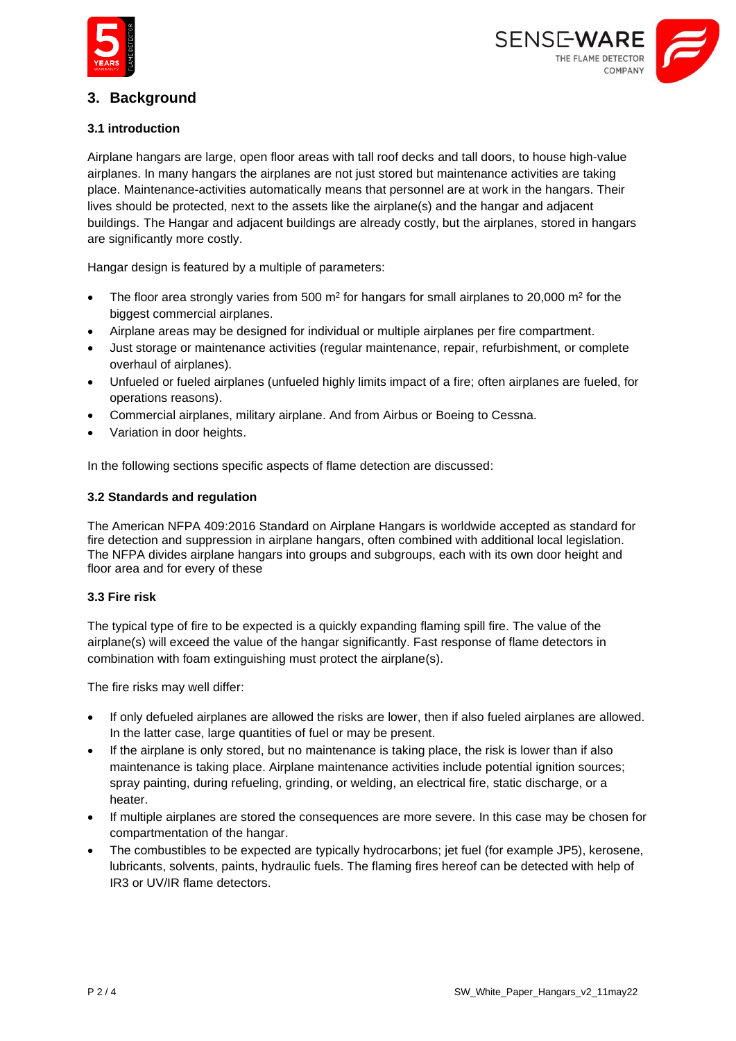## 3. Background

### 3.1 introduction

Airplane hangars are large, open floor areas with tall roof decks and tall doors, to house high-value airplanes. In many hangars the airplanes are not just stored but maintenance activities are taking place. Maintenance-activities automatically means that personnel are at work in the hangars. Their lives should be protected, next to the assets like the airplane(s) and the hangar and adjacent buildings. The Hangar and adjacent buildings are already costly, but the airplanes, stored in hangars are significantly more costly.

Hangar design is featured by a multiple of parameters:

- The floor area strongly varies from 500 $m^2$ for hangars for small airplanes to 20,000 $m^2$ for the biggest commercial airplanes.
- Airplane areas may be designed for individual or multiple airplanes per fire compartment.
- Just storage or maintenance activities (regular maintenance, repair, refurbishment, or complete overhaul of airplanes).
- Unfueled or fueled airplanes (unfueled highly limits impact of a fire; often airplanes are fueled, for operations reasons).
- Commercial airplanes, military airplane. And from Airbus or Boeing to Cessna.
- Variation in door heights.

In the following sections specific aspects of flame detection are discussed:

### 3.2 Standards and regulation

The American NFPA 409:2016 Standard on Airplane Hangars is worldwide accepted as standard for fire detection and suppression in airplane hangars, often combined with additional local legislation. The NFPA divides airplane hangars into groups and subgroups, each with its own door height and floor area and for every of these

### 3.3 Fire risk

The typical type of fire to be expected is a quickly expanding flaming spill fire. The value of the airplane(s) will exceed the value of the hangar significantly. Fast response of flame detectors in combination with foam extinguishing must protect the airplane(s).

The fire risks may well differ:

- If only defueled airplanes are allowed the risks are lower, then if also fueled airplanes are allowed. In the latter case, large quantities of fuel or may be present.
- If the airplane is only stored, but no maintenance is taking place, the risk is lower than if also maintenance is taking place. Airplane maintenance activities include potential ignition sources; spray painting, during refueling, grinding, or welding, an electrical fire, static discharge, or a heater.
- If multiple airplanes are stored the consequences are more severe. In this case may be chosen for compartmentation of the hangar.
- The combustibles to be expected are typically hydrocarbons; jet fuel (for example JP5), kerosene, lubricants, solvents, paints, hydraulic fuels. The flaming fires hereof can be detected with help of IR3 or UV/IR flame detectors.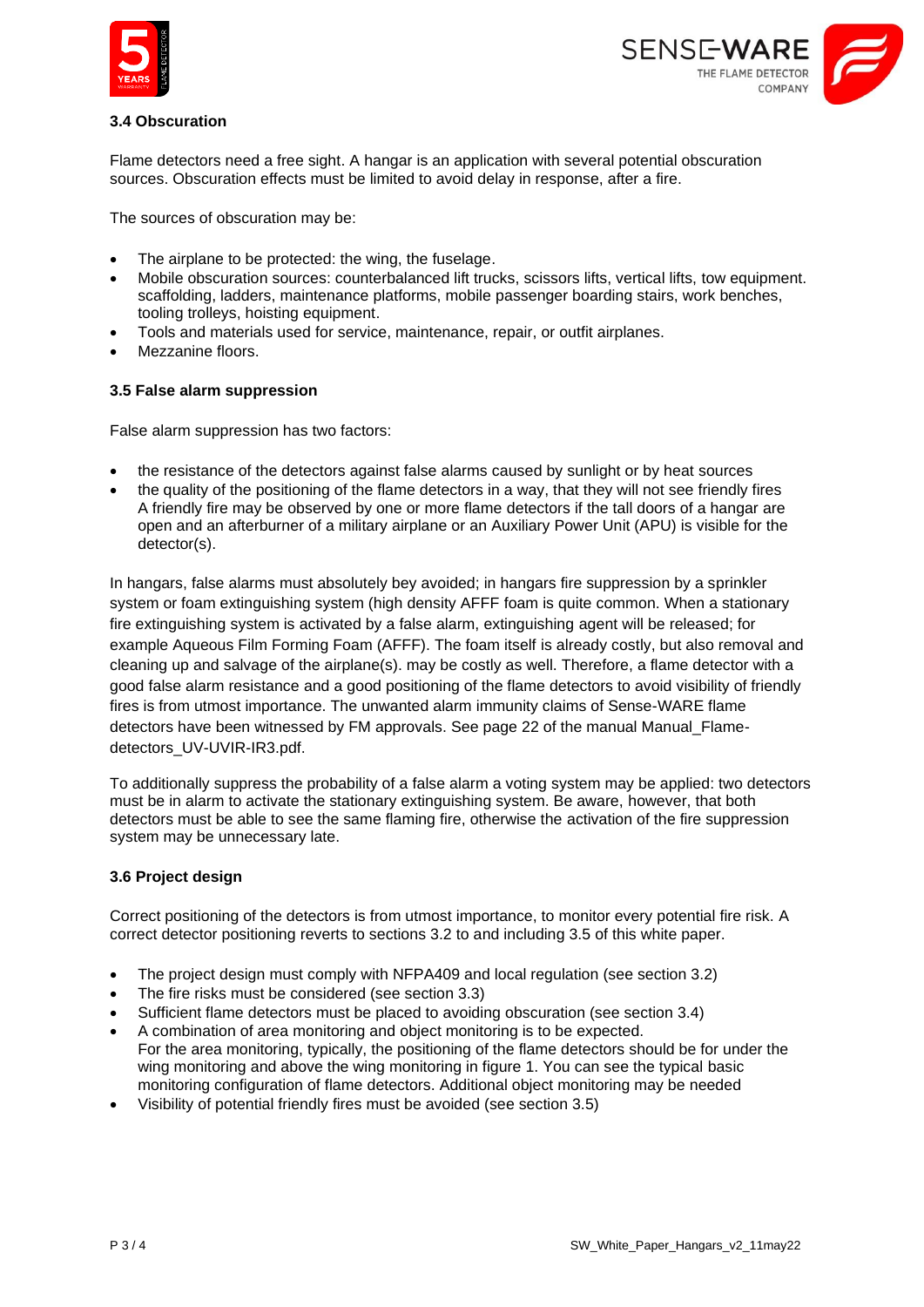### 3.4 Obscuration

Flame detectors need a free sight. A hangar is an application with several potential obscuration sources. Obscuration effects must be limited to avoid delay in response, after a fire.

The sources of obscuration may be:

- The airplane to be protected: the wing, the fuselage.
- Mobile obscuration sources: counterbalanced lift trucks, scissors lifts, vertical lifts, tow equipment. scaffolding, ladders, maintenance platforms, mobile passenger boarding stairs, work benches, tooling trolleys, hoisting equipment.
- Tools and materials used for service, maintenance, repair, or outfit airplanes.
- Mezzanine floors.

### 3.5 False alarm suppression

False alarm suppression has two factors:

- the resistance of the detectors against false alarms caused by sunlight or by heat sources
- the quality of the positioning of the flame detectors in a way, that they will not see friendly fires
  A friendly fire may be observed by one or more flame detectors if the tall doors of a hangar are open and an afterburner of a military airplane or an Auxiliary Power Unit (APU) is visible for the detector(s).

In hangars, false alarms must absolutely bey avoided; in hangars fire suppression by a sprinkler system or foam extinguishing system (high density AFFF foam is quite common. When a stationary fire extinguishing system is activated by a false alarm, extinguishing agent will be released; for example Aqueous Film Forming Foam (AFFF). The foam itself is already costly, but also removal and cleaning up and salvage of the airplane(s). may be costly as well. Therefore, a flame detector with a good false alarm resistance and a good positioning of the flame detectors to avoid visibility of friendly fires is from utmost importance. The unwanted alarm immunity claims of Sense-WARE flame detectors have been witnessed by FM approvals. See page 22 of the manual Manual_Flame-detectors_UV-UVIR-IR3.pdf.

To additionally suppress the probability of a false alarm a voting system may be applied: two detectors must be in alarm to activate the stationary extinguishing system. Be aware, however, that both detectors must be able to see the same flaming fire, otherwise the activation of the fire suppression system may be unnecessary late.

### 3.6 Project design

Correct positioning of the detectors is from utmost importance, to monitor every potential fire risk. A correct detector positioning reverts to sections 3.2 to and including 3.5 of this white paper.

- The project design must comply with NFPA409 and local regulation (see section 3.2)
- The fire risks must be considered (see section 3.3)
- Sufficient flame detectors must be placed to avoiding obscuration (see section 3.4)
- A combination of area monitoring and object monitoring is to be expected.
  For the area monitoring, typically, the positioning of the flame detectors should be for under the wing monitoring and above the wing monitoring in figure 1. You can see the typical basic monitoring configuration of flame detectors. Additional object monitoring may be needed
- Visibility of potential friendly fires must be avoided (see section 3.5)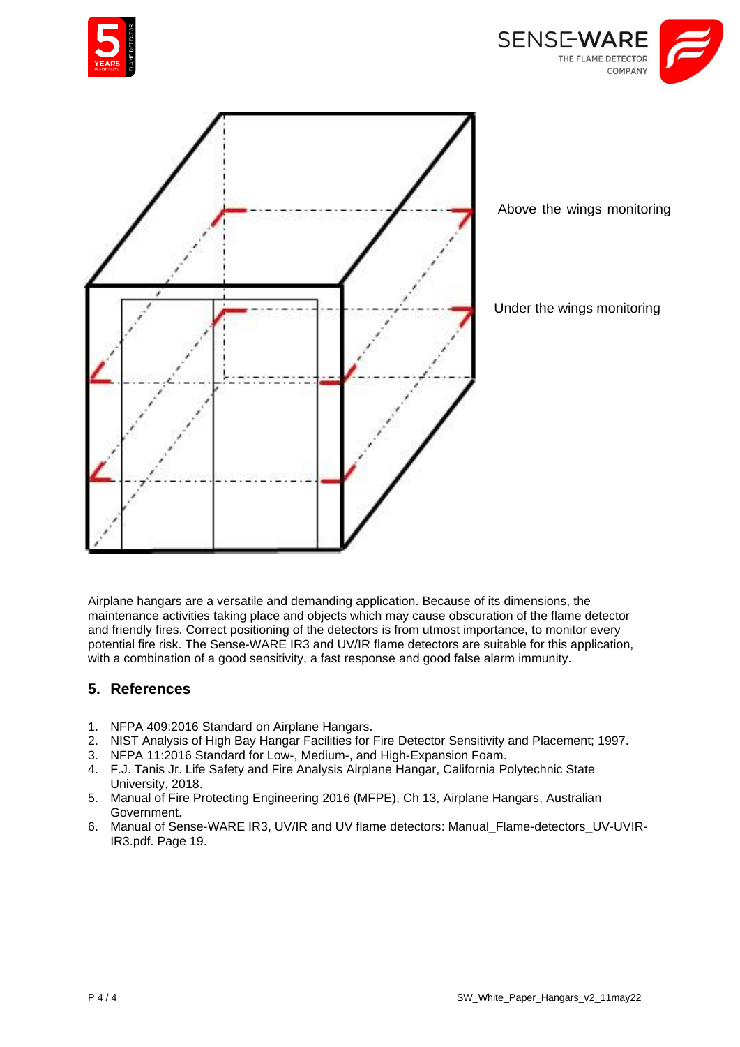Above the wings monitoring

Under the wings monitoring

Airplane hangars are a versatile and demanding application. Because of its dimensions, the maintenance activities taking place and objects which may cause obscuration of the flame detector and friendly fires. Correct positioning of the detectors is from utmost importance, to monitor every potential fire risk. The Sense-WARE IR3 and UV/IR flame detectors are suitable for this application, with a combination of a good sensitivity, a fast response and good false alarm immunity.

## 5. References

1. NFPA 409:2016 Standard on Airplane Hangars.
2. NIST Analysis of High Bay Hangar Facilities for Fire Detector Sensitivity and Placement; 1997.
3. NFPA 11:2016 Standard for Low-, Medium-, and High-Expansion Foam.
4. F.J. Tanis Jr. Life Safety and Fire Analysis Airplane Hangar, California Polytechnic State University, 2018.
5. Manual of Fire Protecting Engineering 2016 (MFPE), Ch 13, Airplane Hangars, Australian Government.
6. Manual of Sense-WARE IR3, UV/IR and UV flame detectors: Manual_Flame-detectors_UV-UVIR-IR3.pdf. Page 19.